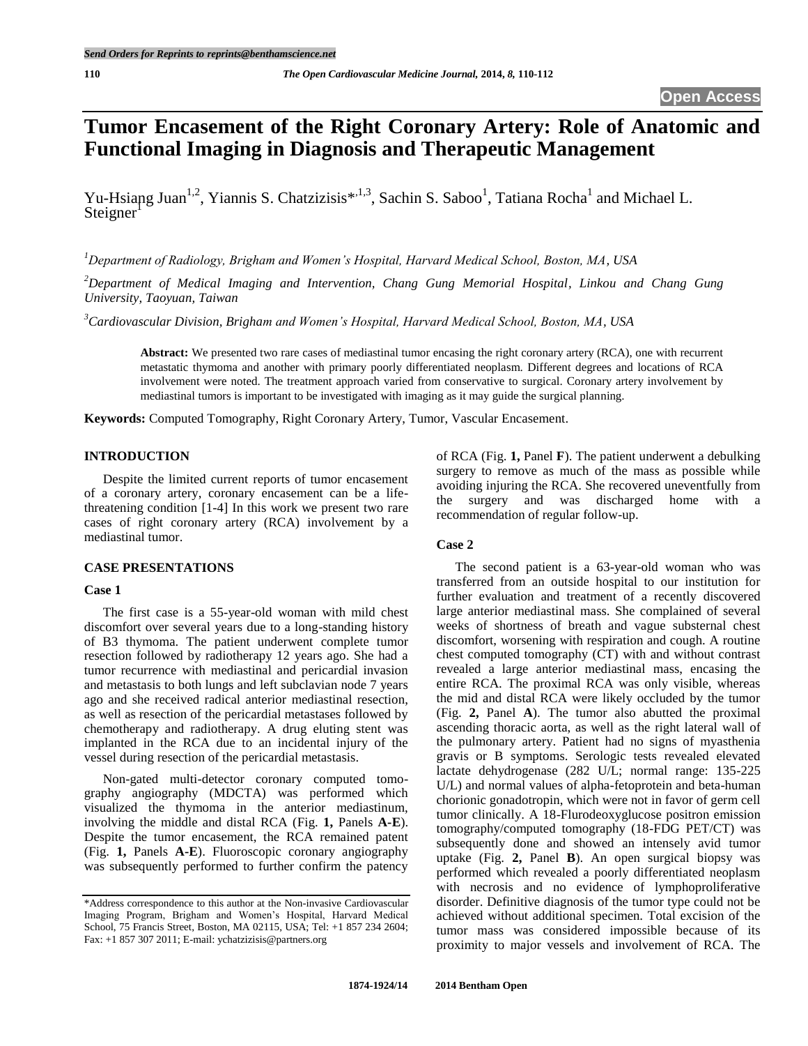# Tumor Encasement of the Right Coronary Artery: Role of Anatomic and Functional Imaging in Diagnosis and Therapeutic Management

Yu-Hsiang Juan[1,2], Yiannis S. Chatzizisis*[,1,3], Sachin S. Saboo[1], Tatiana Rocha[1] and Michael L. Steigner[1]

[1]*Department of Radiology, Brigham and Women's Hospital, Harvard Medical School, Boston, MA, USA*

[2]*Department of Medical Imaging and Intervention, Chang Gung Memorial Hospital, Linkou and Chang Gung University, Taoyuan, Taiwan*

[3]*Cardiovascular Division, Brigham and Women's Hospital, Harvard Medical School, Boston, MA, USA*

**Abstract:** We presented two rare cases of mediastinal tumor encasing the right coronary artery (RCA), one with recurrent metastatic thymoma and another with primary poorly differentiated neoplasm. Different degrees and locations of RCA involvement were noted. The treatment approach varied from conservative to surgical. Coronary artery involvement by mediastinal tumors is important to be investigated with imaging as it may guide the surgical planning.

**Keywords:** Computed Tomography, Right Coronary Artery, Tumor, Vascular Encasement.

## INTRODUCTION

Despite the limited current reports of tumor encasement of a coronary artery, coronary encasement can be a life-threatening condition [1-4] In this work we present two rare cases of right coronary artery (RCA) involvement by a mediastinal tumor.

## CASE PRESENTATIONS

### Case 1

The first case is a 55-year-old woman with mild chest discomfort over several years due to a long-standing history of B3 thymoma. The patient underwent complete tumor resection followed by radiotherapy 12 years ago. She had a tumor recurrence with mediastinal and pericardial invasion and metastasis to both lungs and left subclavian node 7 years ago and she received radical anterior mediastinal resection, as well as resection of the pericardial metastases followed by chemotherapy and radiotherapy. A drug eluting stent was implanted in the RCA due to an incidental injury of the vessel during resection of the pericardial metastasis.

Non-gated multi-detector coronary computed tomography angiography (MDCTA) was performed which visualized the thymoma in the anterior mediastinum, involving the middle and distal RCA (Fig. **1,** Panels **A-E**). Despite the tumor encasement, the RCA remained patent (Fig. **1,** Panels **A-E**). Fluoroscopic coronary angiography was subsequently performed to further confirm the patency of RCA (Fig. **1,** Panel **F**). The patient underwent a debulking surgery to remove as much of the mass as possible while avoiding injuring the RCA. She recovered uneventfully from the surgery and was discharged home with a recommendation of regular follow-up.

### Case 2

The second patient is a 63-year-old woman who was transferred from an outside hospital to our institution for further evaluation and treatment of a recently discovered large anterior mediastinal mass. She complained of several weeks of shortness of breath and vague substernal chest discomfort, worsening with respiration and cough. A routine chest computed tomography (CT) with and without contrast revealed a large anterior mediastinal mass, encasing the entire RCA. The proximal RCA was only visible, whereas the mid and distal RCA were likely occluded by the tumor (Fig. **2,** Panel **A**). The tumor also abutted the proximal ascending thoracic aorta, as well as the right lateral wall of the pulmonary artery. Patient had no signs of myasthenia gravis or B symptoms. Serologic tests revealed elevated lactate dehydrogenase (282 U/L; normal range: 135-225 U/L) and normal values of alpha-fetoprotein and beta-human chorionic gonadotropin, which were not in favor of germ cell tumor clinically. A 18-Flurodeoxyglucose positron emission tomography/computed tomography (18-FDG PET/CT) was subsequently done and showed an intensely avid tumor uptake (Fig. **2,** Panel **B**). An open surgical biopsy was performed which revealed a poorly differentiated neoplasm with necrosis and no evidence of lymphoproliferative disorder. Definitive diagnosis of the tumor type could not be achieved without additional specimen. Total excision of the tumor mass was considered impossible because of its proximity to major vessels and involvement of RCA. The

*Address correspondence to this author at the Non-invasive Cardiovascular Imaging Program, Brigham and Women's Hospital, Harvard Medical School, 75 Francis Street, Boston, MA 02115, USA; Tel: +1 857 234 2604; Fax: +1 857 307 2011; E-mail: ychatzizisis@partners.org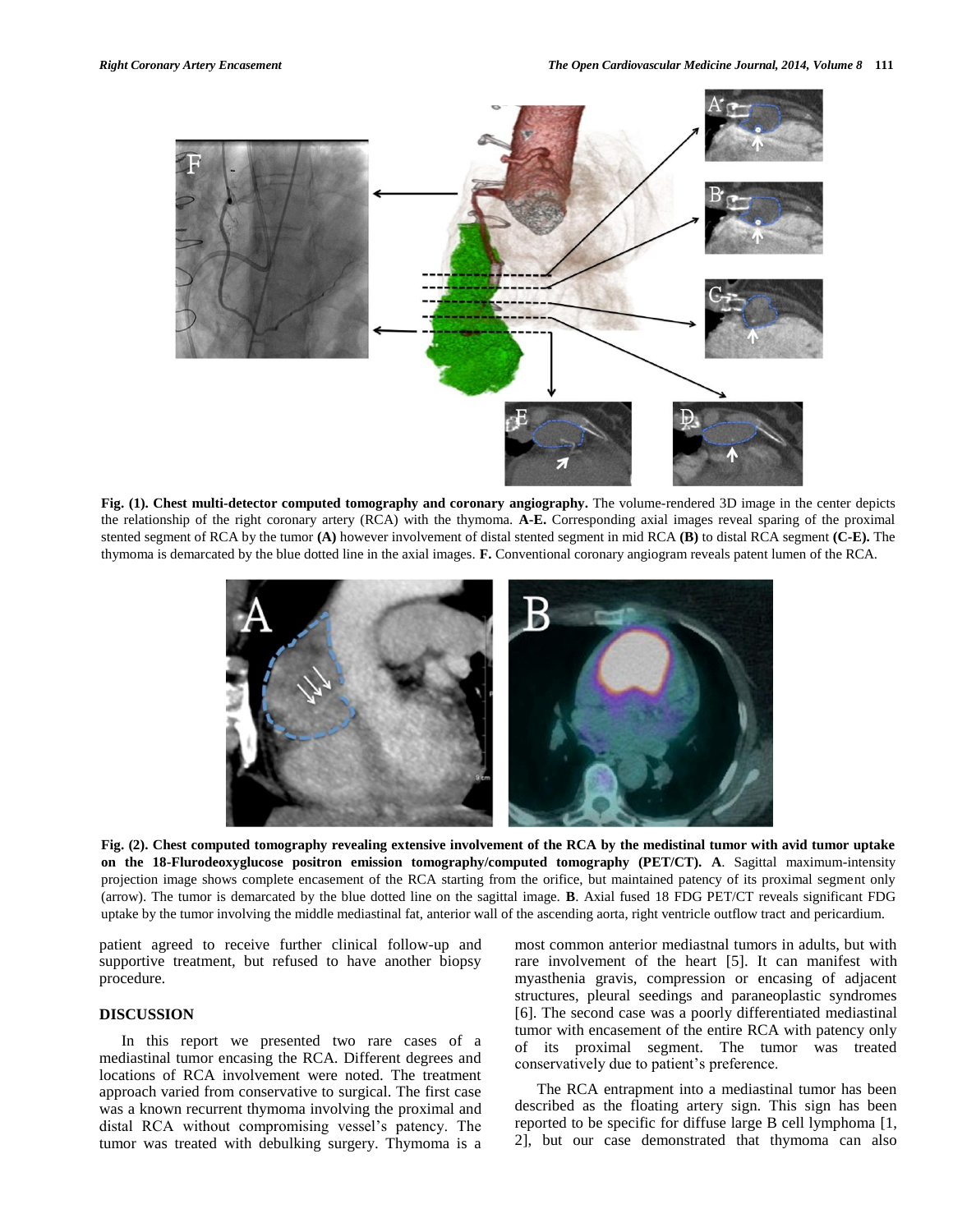**Fig. (1). Chest multi-detector computed tomography and coronary angiography.** The volume-rendered 3D image in the center depicts the relationship of the right coronary artery (RCA) with the thymoma. **A-E.** Corresponding axial images reveal sparing of the proximal stented segment of RCA by the tumor **(A)** however involvement of distal stented segment in mid RCA **(B)** to distal RCA segment **(C-E).** The thymoma is demarcated by the blue dotted line in the axial images. **F.** Conventional coronary angiogram reveals patent lumen of the RCA.

**Fig. (2). Chest computed tomography revealing extensive involvement of the RCA by the medistinal tumor with avid tumor uptake on the 18-Flurodeoxyglucose positron emission tomography/computed tomography (PET/CT). A**. Sagittal maximum-intensity projection image shows complete encasement of the RCA starting from the orifice, but maintained patency of its proximal segment only (arrow). The tumor is demarcated by the blue dotted line on the sagittal image. **B**. Axial fused 18 FDG PET/CT reveals significant FDG uptake by the tumor involving the middle mediastinal fat, anterior wall of the ascending aorta, right ventricle outflow tract and pericardium.

patient agreed to receive further clinical follow-up and supportive treatment, but refused to have another biopsy procedure.

## DISCUSSION

In this report we presented two rare cases of a mediastinal tumor encasing the RCA. Different degrees and locations of RCA involvement were noted. The treatment approach varied from conservative to surgical. The first case was a known recurrent thymoma involving the proximal and distal RCA without compromising vessel's patency. The tumor was treated with debulking surgery. Thymoma is a most common anterior mediastnal tumors in adults, but with rare involvement of the heart [5]. It can manifest with myasthenia gravis, compression or encasing of adjacent structures, pleural seedings and paraneoplastic syndromes [6]. The second case was a poorly differentiated mediastinal tumor with encasement of the entire RCA with patency only of its proximal segment. The tumor was treated conservatively due to patient's preference.

The RCA entrapment into a mediastinal tumor has been described as the floating artery sign. This sign has been reported to be specific for diffuse large B cell lymphoma [1, 2], but our case demonstrated that thymoma can also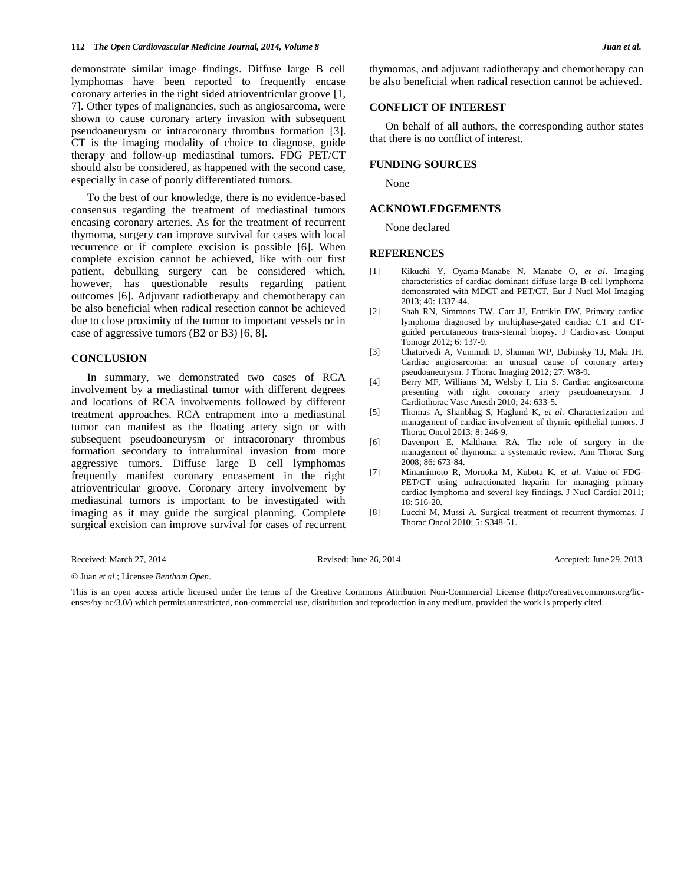demonstrate similar image findings. Diffuse large B cell lymphomas have been reported to frequently encase coronary arteries in the right sided atrioventricular groove [1, 7]. Other types of malignancies, such as angiosarcoma, were shown to cause coronary artery invasion with subsequent pseudoaneurysm or intracoronary thrombus formation [3]. CT is the imaging modality of choice to diagnose, guide therapy and follow-up mediastinal tumors. FDG PET/CT should also be considered, as happened with the second case, especially in case of poorly differentiated tumors.

To the best of our knowledge, there is no evidence-based consensus regarding the treatment of mediastinal tumors encasing coronary arteries. As for the treatment of recurrent thymoma, surgery can improve survival for cases with local recurrence or if complete excision is possible [6]. When complete excision cannot be achieved, like with our first patient, debulking surgery can be considered which, however, has questionable results regarding patient outcomes [6]. Adjuvant radiotherapy and chemotherapy can be also beneficial when radical resection cannot be achieved due to close proximity of the tumor to important vessels or in case of aggressive tumors (B2 or B3) [6, 8].

## CONCLUSION

In summary, we demonstrated two cases of RCA involvement by a mediastinal tumor with different degrees and locations of RCA involvements followed by different treatment approaches. RCA entrapment into a mediastinal tumor can manifest as the floating artery sign or with subsequent pseudoaneurysm or intracoronary thrombus formation secondary to intraluminal invasion from more aggressive tumors. Diffuse large B cell lymphomas frequently manifest coronary encasement in the right atrioventricular groove. Coronary artery involvement by mediastinal tumors is important to be investigated with imaging as it may guide the surgical planning. Complete surgical excision can improve survival for cases of recurrent thymomas, and adjuvant radiotherapy and chemotherapy can be also beneficial when radical resection cannot be achieved.

## CONFLICT OF INTEREST

On behalf of all authors, the corresponding author states that there is no conflict of interest.

## FUNDING SOURCES

None

## ACKNOWLEDGEMENTS

None declared

## REFERENCES

[1] Kikuchi Y, Oyama-Manabe N, Manabe O, *et al*. Imaging characteristics of cardiac dominant diffuse large B-cell lymphoma demonstrated with MDCT and PET/CT. Eur J Nucl Mol Imaging 2013; 40: 1337-44.

[2] Shah RN, Simmons TW, Carr JJ, Entrikin DW. Primary cardiac lymphoma diagnosed by multiphase-gated cardiac CT and CT-guided percutaneous trans-sternal biopsy. J Cardiovasc Comput Tomogr 2012; 6: 137-9.

[3] Chaturvedi A, Vummidi D, Shuman WP, Dubinsky TJ, Maki JH. Cardiac angiosarcoma: an unusual cause of coronary artery pseudoaneurysm. J Thorac Imaging 2012; 27: W8-9.

[4] Berry MF, Williams M, Welsby I, Lin S. Cardiac angiosarcoma presenting with right coronary artery pseudoaneurysm. J Cardiothorac Vasc Anesth 2010; 24: 633-5.

[5] Thomas A, Shanbhag S, Haglund K, *et al*. Characterization and management of cardiac involvement of thymic epithelial tumors. J Thorac Oncol 2013; 8: 246-9.

[6] Davenport E, Malthaner RA. The role of surgery in the management of thymoma: a systematic review. Ann Thorac Surg 2008; 86: 673-84.

[7] Minamimoto R, Morooka M, Kubota K, *et al*. Value of FDG-PET/CT using unfractionated heparin for managing primary cardiac lymphoma and several key findings. J Nucl Cardiol 2011; 18: 516-20.

[8] Lucchi M, Mussi A. Surgical treatment of recurrent thymomas. J Thorac Oncol 2010; 5: S348-51.

Received: March 27, 2014 Revised: June 26, 2014 Accepted: June 29, 2013

© Juan *et al*.; Licensee *Bentham Open*.

This is an open access article licensed under the terms of the Creative Commons Attribution Non-Commercial License (http://creativecommons.org/licenses/by-nc/3.0/) which permits unrestricted, non-commercial use, distribution and reproduction in any medium, provided the work is properly cited.